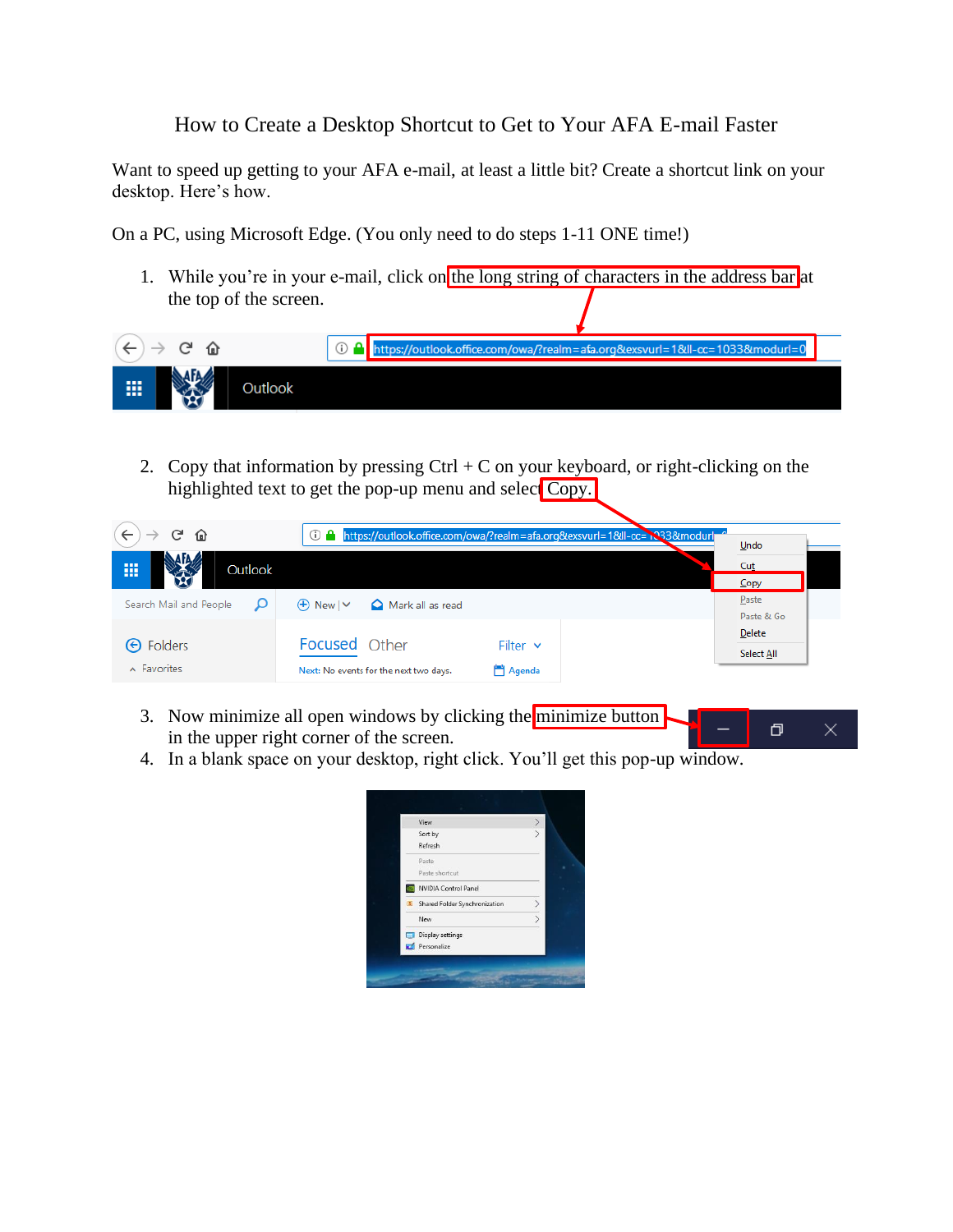How to Create a Desktop Shortcut to Get to Your AFA E-mail Faster

Want to speed up getting to your AFA e-mail, at least a little bit? Create a shortcut link on your desktop. Here's how.

On a PC, using Microsoft Edge. (You only need to do steps 1-11 ONE time!)

1. While you're in your e-mail, click on the long string of characters in the address bar at the top of the screen.

2. Copy that information by pressing Ctrl + C on your keyboard, or right-clicking on the highlighted text to get the pop-up menu and select Copy.

3. Now minimize all open windows by clicking the minimize button in the upper right corner of the screen.
4. In a blank space on your desktop, right click. You'll get this pop-up window.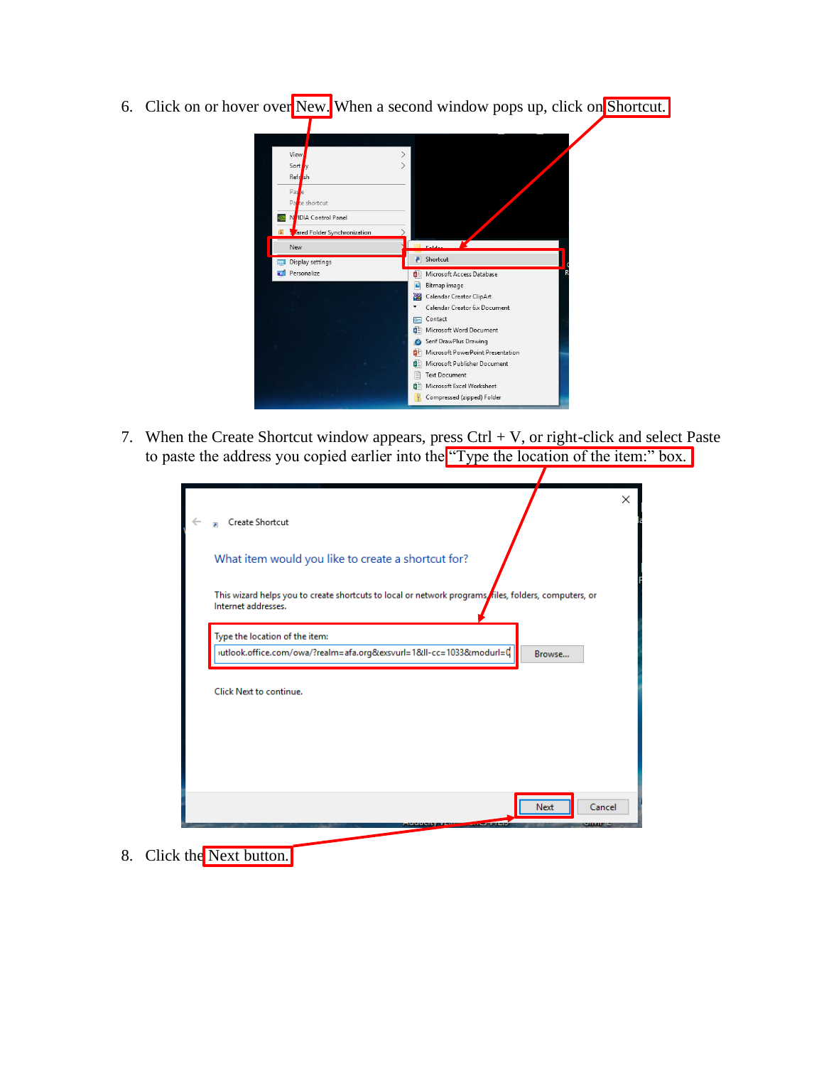6. Click on or hover over New. When a second window pops up, click on Shortcut.

7. When the Create Shortcut window appears, press Ctrl + V, or right-click and select Paste to paste the address you copied earlier into the "Type the location of the item:" box.

8. Click the Next button.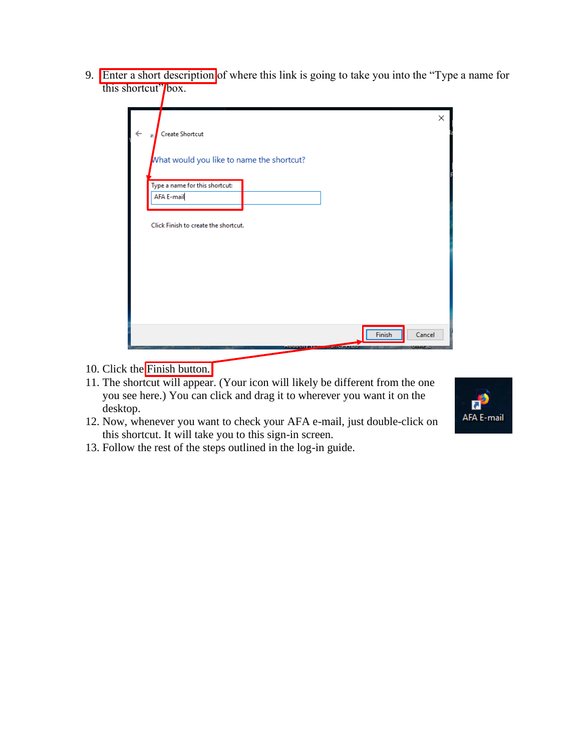9. Enter a short description of where this link is going to take you into the "Type a name for this shortcut" box.

10. Click the Finish button.
11. The shortcut will appear. (Your icon will likely be different from the one you see here.) You can click and drag it to wherever you want it on the desktop.
12. Now, whenever you want to check your AFA e-mail, just double-click on this shortcut. It will take you to this sign-in screen.
13. Follow the rest of the steps outlined in the log-in guide.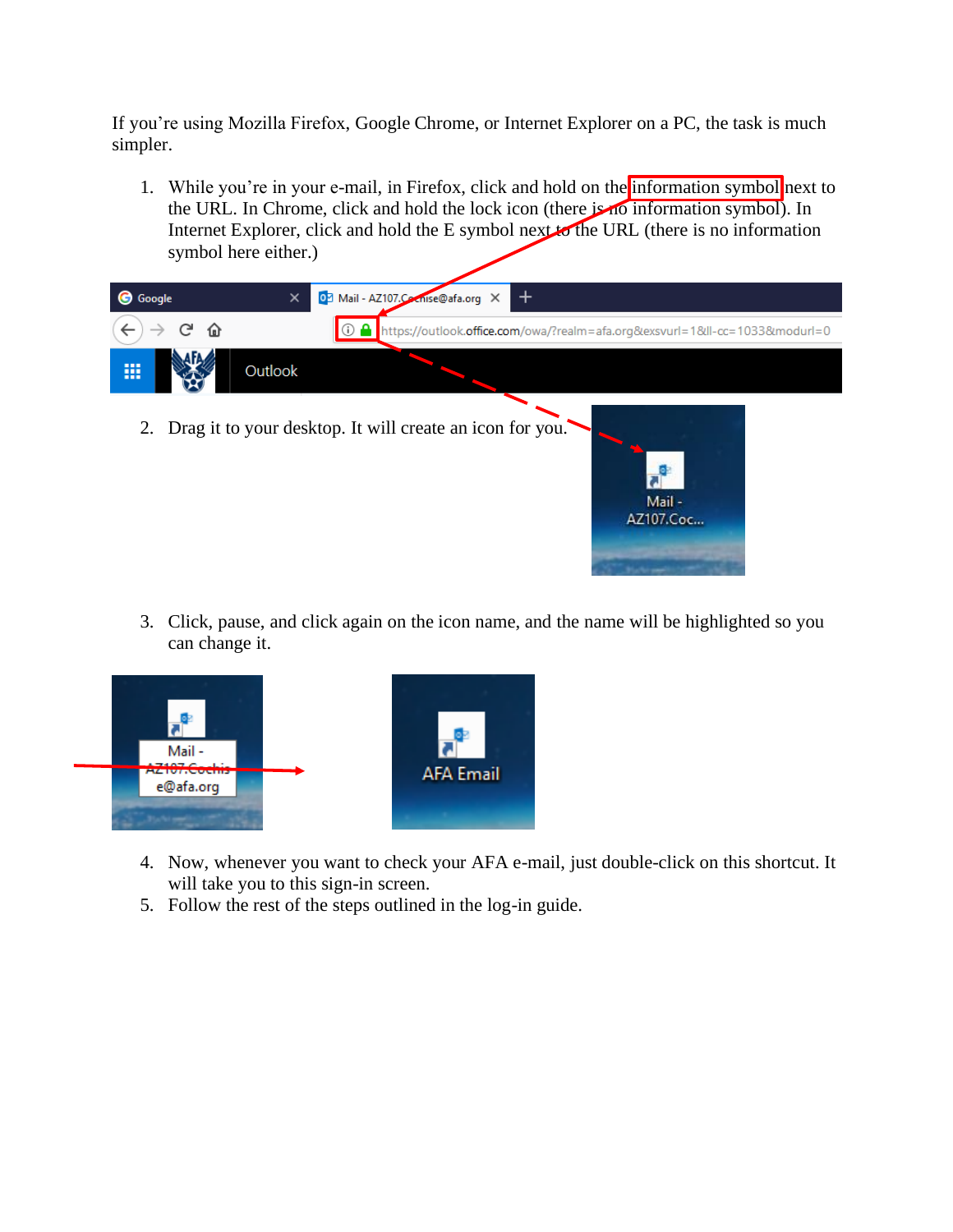If you're using Mozilla Firefox, Google Chrome, or Internet Explorer on a PC, the task is much simpler.

1. While you're in your e-mail, in Firefox, click and hold on the information symbol next to the URL. In Chrome, click and hold the lock icon (there is no information symbol). In Internet Explorer, click and hold the E symbol next to the URL (there is no information symbol here either.)
2. Drag it to your desktop. It will create an icon for you.
3. Click, pause, and click again on the icon name, and the name will be highlighted so you can change it.
4. Now, whenever you want to check your AFA e-mail, just double-click on this shortcut. It will take you to this sign-in screen.
5. Follow the rest of the steps outlined in the log-in guide.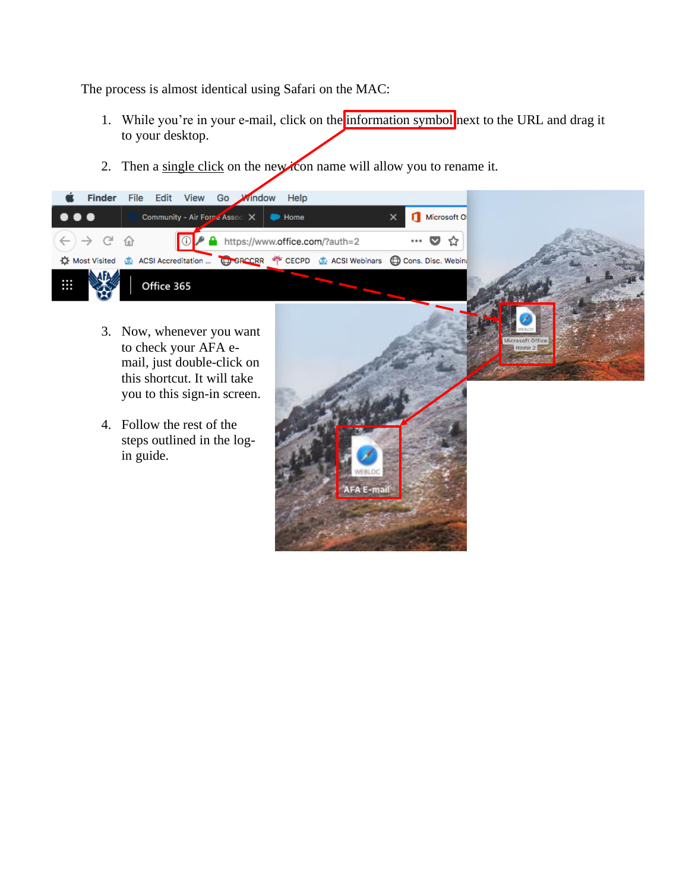The process is almost identical using Safari on the MAC:

1. While you're in your e-mail, click on the information symbol next to the URL and drag it to your desktop.
2. Then a single click on the new icon name will allow you to rename it.
3. Now, whenever you want to check your AFA e-mail, just double-click on this shortcut. It will take you to this sign-in screen.
4. Follow the rest of the steps outlined in the log-in guide.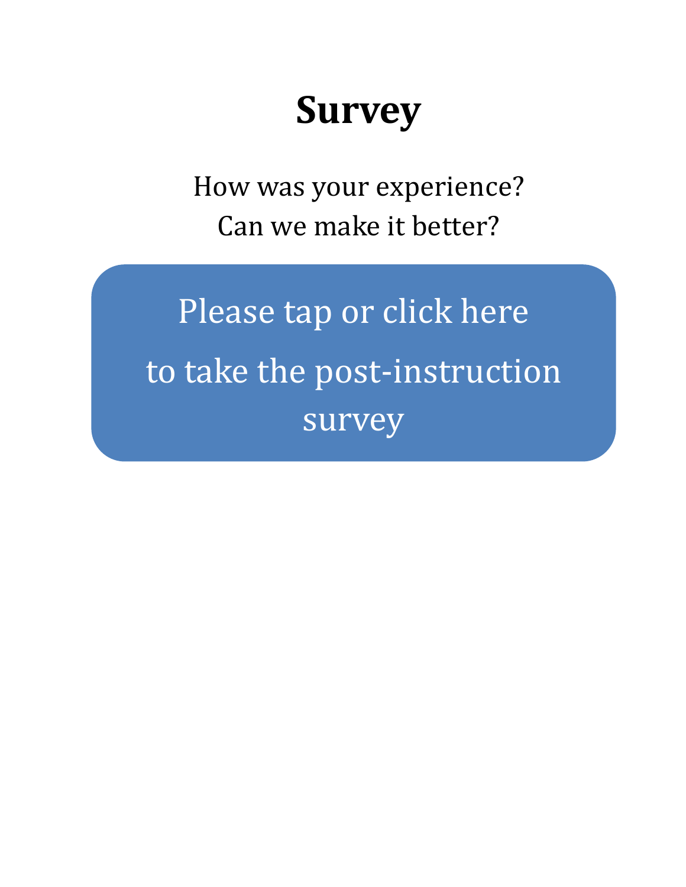# Survey

How was your experience?
Can we make it better?

Please tap or click here

to take the post-instruction survey